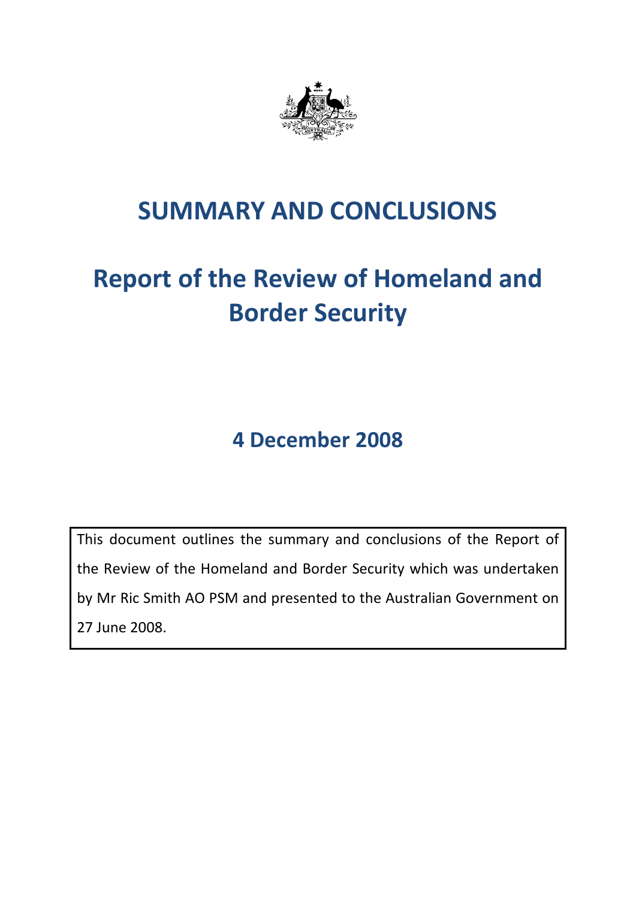# SUMMARY AND CONCLUSIONS

# Report of the Review of Homeland and Border Security

## 4 December 2008

This document outlines the summary and conclusions of the Report of the Review of the Homeland and Border Security which was undertaken by Mr Ric Smith AO PSM and presented to the Australian Government on 27 June 2008.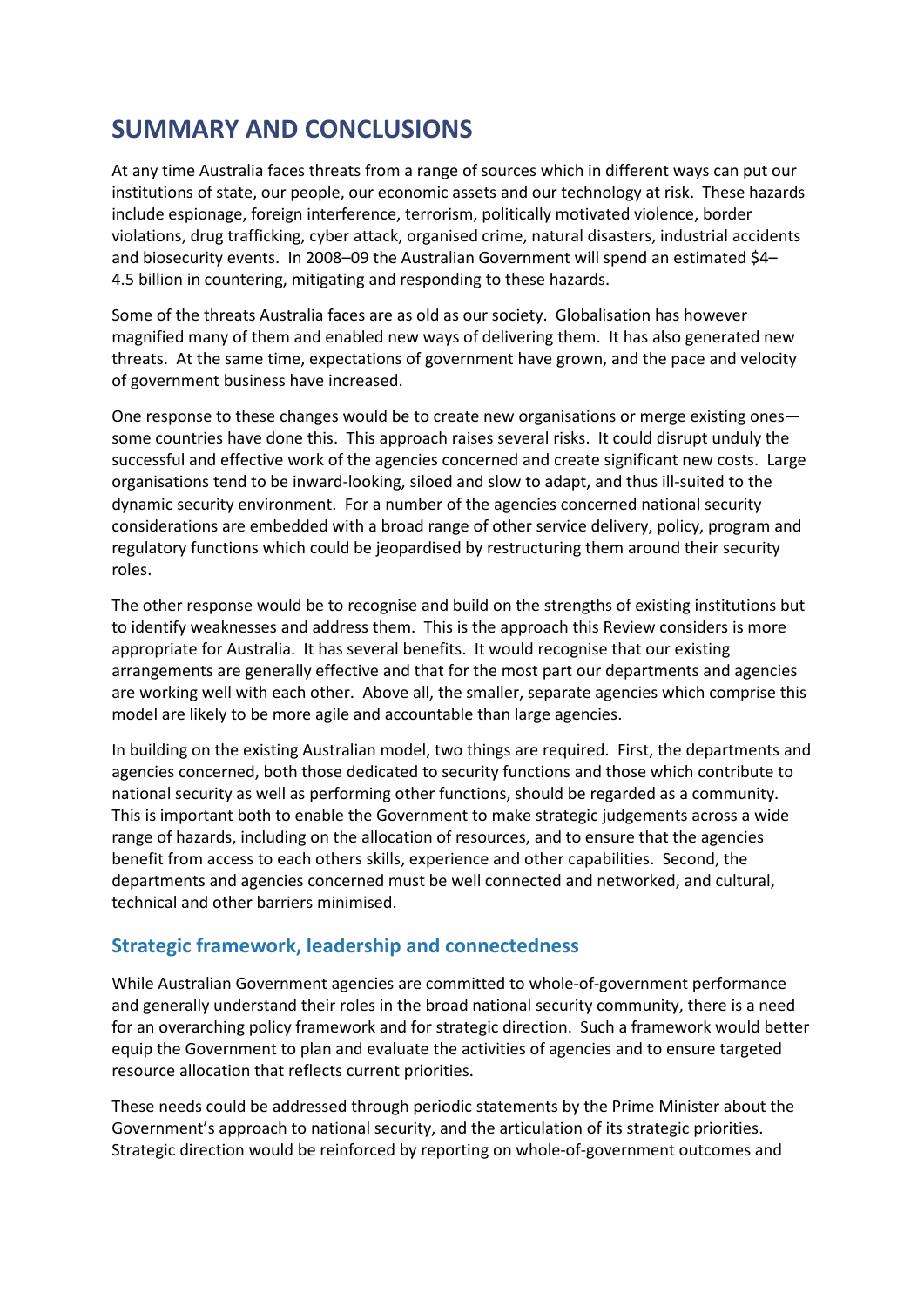# SUMMARY AND CONCLUSIONS

At any time Australia faces threats from a range of sources which in different ways can put our institutions of state, our people, our economic assets and our technology at risk. These hazards include espionage, foreign interference, terrorism, politically motivated violence, border violations, drug trafficking, cyber attack, organised crime, natural disasters, industrial accidents and biosecurity events. In 2008–09 the Australian Government will spend an estimated $4–4.5 billion in countering, mitigating and responding to these hazards.

Some of the threats Australia faces are as old as our society. Globalisation has however magnified many of them and enabled new ways of delivering them. It has also generated new threats. At the same time, expectations of government have grown, and the pace and velocity of government business have increased.

One response to these changes would be to create new organisations or merge existing ones—some countries have done this. This approach raises several risks. It could disrupt unduly the successful and effective work of the agencies concerned and create significant new costs. Large organisations tend to be inward-looking, siloed and slow to adapt, and thus ill-suited to the dynamic security environment. For a number of the agencies concerned national security considerations are embedded with a broad range of other service delivery, policy, program and regulatory functions which could be jeopardised by restructuring them around their security roles.

The other response would be to recognise and build on the strengths of existing institutions but to identify weaknesses and address them. This is the approach this Review considers is more appropriate for Australia. It has several benefits. It would recognise that our existing arrangements are generally effective and that for the most part our departments and agencies are working well with each other. Above all, the smaller, separate agencies which comprise this model are likely to be more agile and accountable than large agencies.

In building on the existing Australian model, two things are required. First, the departments and agencies concerned, both those dedicated to security functions and those which contribute to national security as well as performing other functions, should be regarded as a community. This is important both to enable the Government to make strategic judgements across a wide range of hazards, including on the allocation of resources, and to ensure that the agencies benefit from access to each others skills, experience and other capabilities. Second, the departments and agencies concerned must be well connected and networked, and cultural, technical and other barriers minimised.

## Strategic framework, leadership and connectedness

While Australian Government agencies are committed to whole-of-government performance and generally understand their roles in the broad national security community, there is a need for an overarching policy framework and for strategic direction. Such a framework would better equip the Government to plan and evaluate the activities of agencies and to ensure targeted resource allocation that reflects current priorities.

These needs could be addressed through periodic statements by the Prime Minister about the Government's approach to national security, and the articulation of its strategic priorities. Strategic direction would be reinforced by reporting on whole-of-government outcomes and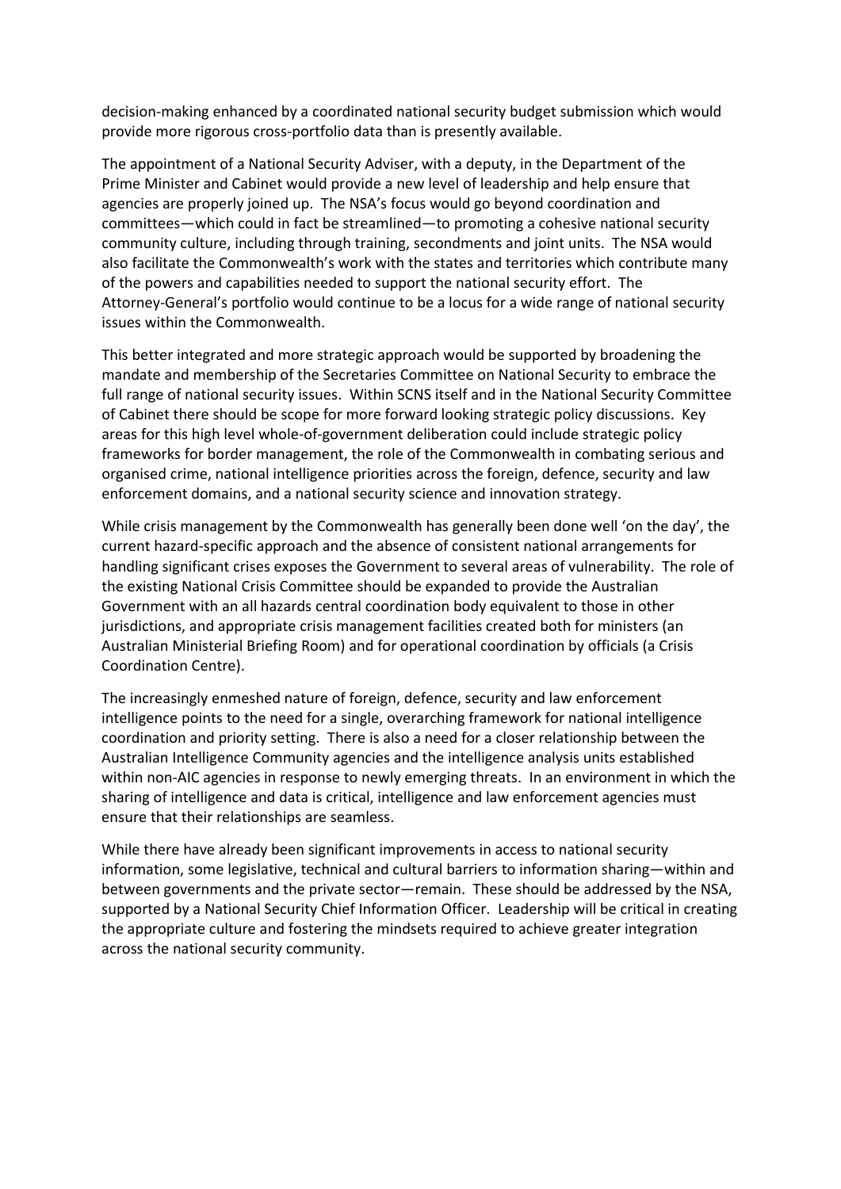decision-making enhanced by a coordinated national security budget submission which would provide more rigorous cross-portfolio data than is presently available.

The appointment of a National Security Adviser, with a deputy, in the Department of the Prime Minister and Cabinet would provide a new level of leadership and help ensure that agencies are properly joined up. The NSA's focus would go beyond coordination and committees—which could in fact be streamlined—to promoting a cohesive national security community culture, including through training, secondments and joint units. The NSA would also facilitate the Commonwealth's work with the states and territories which contribute many of the powers and capabilities needed to support the national security effort. The Attorney-General's portfolio would continue to be a locus for a wide range of national security issues within the Commonwealth.

This better integrated and more strategic approach would be supported by broadening the mandate and membership of the Secretaries Committee on National Security to embrace the full range of national security issues. Within SCNS itself and in the National Security Committee of Cabinet there should be scope for more forward looking strategic policy discussions. Key areas for this high level whole-of-government deliberation could include strategic policy frameworks for border management, the role of the Commonwealth in combating serious and organised crime, national intelligence priorities across the foreign, defence, security and law enforcement domains, and a national security science and innovation strategy.

While crisis management by the Commonwealth has generally been done well 'on the day', the current hazard-specific approach and the absence of consistent national arrangements for handling significant crises exposes the Government to several areas of vulnerability. The role of the existing National Crisis Committee should be expanded to provide the Australian Government with an all hazards central coordination body equivalent to those in other jurisdictions, and appropriate crisis management facilities created both for ministers (an Australian Ministerial Briefing Room) and for operational coordination by officials (a Crisis Coordination Centre).

The increasingly enmeshed nature of foreign, defence, security and law enforcement intelligence points to the need for a single, overarching framework for national intelligence coordination and priority setting. There is also a need for a closer relationship between the Australian Intelligence Community agencies and the intelligence analysis units established within non-AIC agencies in response to newly emerging threats. In an environment in which the sharing of intelligence and data is critical, intelligence and law enforcement agencies must ensure that their relationships are seamless.

While there have already been significant improvements in access to national security information, some legislative, technical and cultural barriers to information sharing—within and between governments and the private sector—remain. These should be addressed by the NSA, supported by a National Security Chief Information Officer. Leadership will be critical in creating the appropriate culture and fostering the mindsets required to achieve greater integration across the national security community.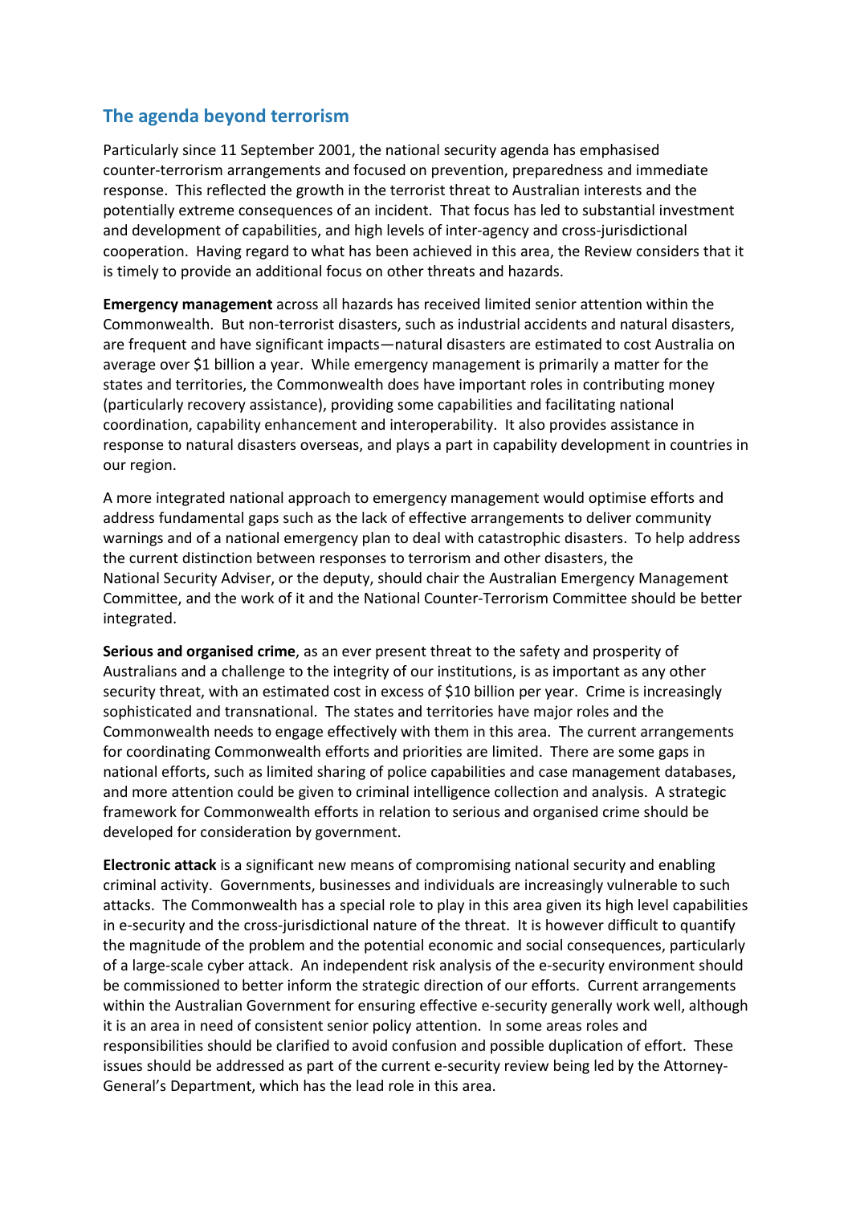## The agenda beyond terrorism

Particularly since 11 September 2001, the national security agenda has emphasised counter-terrorism arrangements and focused on prevention, preparedness and immediate response. This reflected the growth in the terrorist threat to Australian interests and the potentially extreme consequences of an incident. That focus has led to substantial investment and development of capabilities, and high levels of inter-agency and cross-jurisdictional cooperation. Having regard to what has been achieved in this area, the Review considers that it is timely to provide an additional focus on other threats and hazards.

**Emergency management** across all hazards has received limited senior attention within the Commonwealth. But non-terrorist disasters, such as industrial accidents and natural disasters, are frequent and have significant impacts—natural disasters are estimated to cost Australia on average over $1 billion a year. While emergency management is primarily a matter for the states and territories, the Commonwealth does have important roles in contributing money (particularly recovery assistance), providing some capabilities and facilitating national coordination, capability enhancement and interoperability. It also provides assistance in response to natural disasters overseas, and plays a part in capability development in countries in our region.

A more integrated national approach to emergency management would optimise efforts and address fundamental gaps such as the lack of effective arrangements to deliver community warnings and of a national emergency plan to deal with catastrophic disasters. To help address the current distinction between responses to terrorism and other disasters, the National Security Adviser, or the deputy, should chair the Australian Emergency Management Committee, and the work of it and the National Counter-Terrorism Committee should be better integrated.

**Serious and organised crime**, as an ever present threat to the safety and prosperity of Australians and a challenge to the integrity of our institutions, is as important as any other security threat, with an estimated cost in excess of $10 billion per year. Crime is increasingly sophisticated and transnational. The states and territories have major roles and the Commonwealth needs to engage effectively with them in this area. The current arrangements for coordinating Commonwealth efforts and priorities are limited. There are some gaps in national efforts, such as limited sharing of police capabilities and case management databases, and more attention could be given to criminal intelligence collection and analysis. A strategic framework for Commonwealth efforts in relation to serious and organised crime should be developed for consideration by government.

**Electronic attack** is a significant new means of compromising national security and enabling criminal activity. Governments, businesses and individuals are increasingly vulnerable to such attacks. The Commonwealth has a special role to play in this area given its high level capabilities in e-security and the cross-jurisdictional nature of the threat. It is however difficult to quantify the magnitude of the problem and the potential economic and social consequences, particularly of a large-scale cyber attack. An independent risk analysis of the e-security environment should be commissioned to better inform the strategic direction of our efforts. Current arrangements within the Australian Government for ensuring effective e-security generally work well, although it is an area in need of consistent senior policy attention. In some areas roles and responsibilities should be clarified to avoid confusion and possible duplication of effort. These issues should be addressed as part of the current e-security review being led by the Attorney-General's Department, which has the lead role in this area.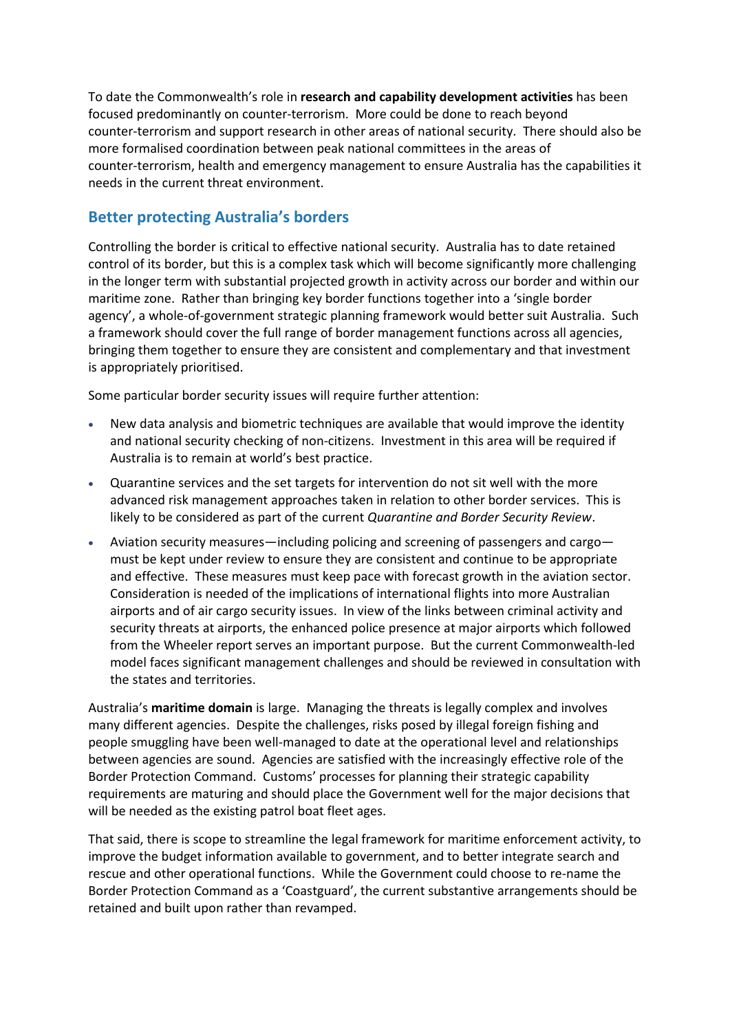To date the Commonwealth's role in **research and capability development activities** has been focused predominantly on counter-terrorism. More could be done to reach beyond counter-terrorism and support research in other areas of national security. There should also be more formalised coordination between peak national committees in the areas of counter-terrorism, health and emergency management to ensure Australia has the capabilities it needs in the current threat environment.

## Better protecting Australia's borders

Controlling the border is critical to effective national security. Australia has to date retained control of its border, but this is a complex task which will become significantly more challenging in the longer term with substantial projected growth in activity across our border and within our maritime zone. Rather than bringing key border functions together into a 'single border agency', a whole-of-government strategic planning framework would better suit Australia. Such a framework should cover the full range of border management functions across all agencies, bringing them together to ensure they are consistent and complementary and that investment is appropriately prioritised.

Some particular border security issues will require further attention:

- New data analysis and biometric techniques are available that would improve the identity and national security checking of non-citizens. Investment in this area will be required if Australia is to remain at world's best practice.
- Quarantine services and the set targets for intervention do not sit well with the more advanced risk management approaches taken in relation to other border services. This is likely to be considered as part of the current *Quarantine and Border Security Review*.
- Aviation security measures—including policing and screening of passengers and cargo—must be kept under review to ensure they are consistent and continue to be appropriate and effective. These measures must keep pace with forecast growth in the aviation sector. Consideration is needed of the implications of international flights into more Australian airports and of air cargo security issues. In view of the links between criminal activity and security threats at airports, the enhanced police presence at major airports which followed from the Wheeler report serves an important purpose. But the current Commonwealth-led model faces significant management challenges and should be reviewed in consultation with the states and territories.

Australia's **maritime domain** is large. Managing the threats is legally complex and involves many different agencies. Despite the challenges, risks posed by illegal foreign fishing and people smuggling have been well-managed to date at the operational level and relationships between agencies are sound. Agencies are satisfied with the increasingly effective role of the Border Protection Command. Customs' processes for planning their strategic capability requirements are maturing and should place the Government well for the major decisions that will be needed as the existing patrol boat fleet ages.

That said, there is scope to streamline the legal framework for maritime enforcement activity, to improve the budget information available to government, and to better integrate search and rescue and other operational functions. While the Government could choose to re-name the Border Protection Command as a 'Coastguard', the current substantive arrangements should be retained and built upon rather than revamped.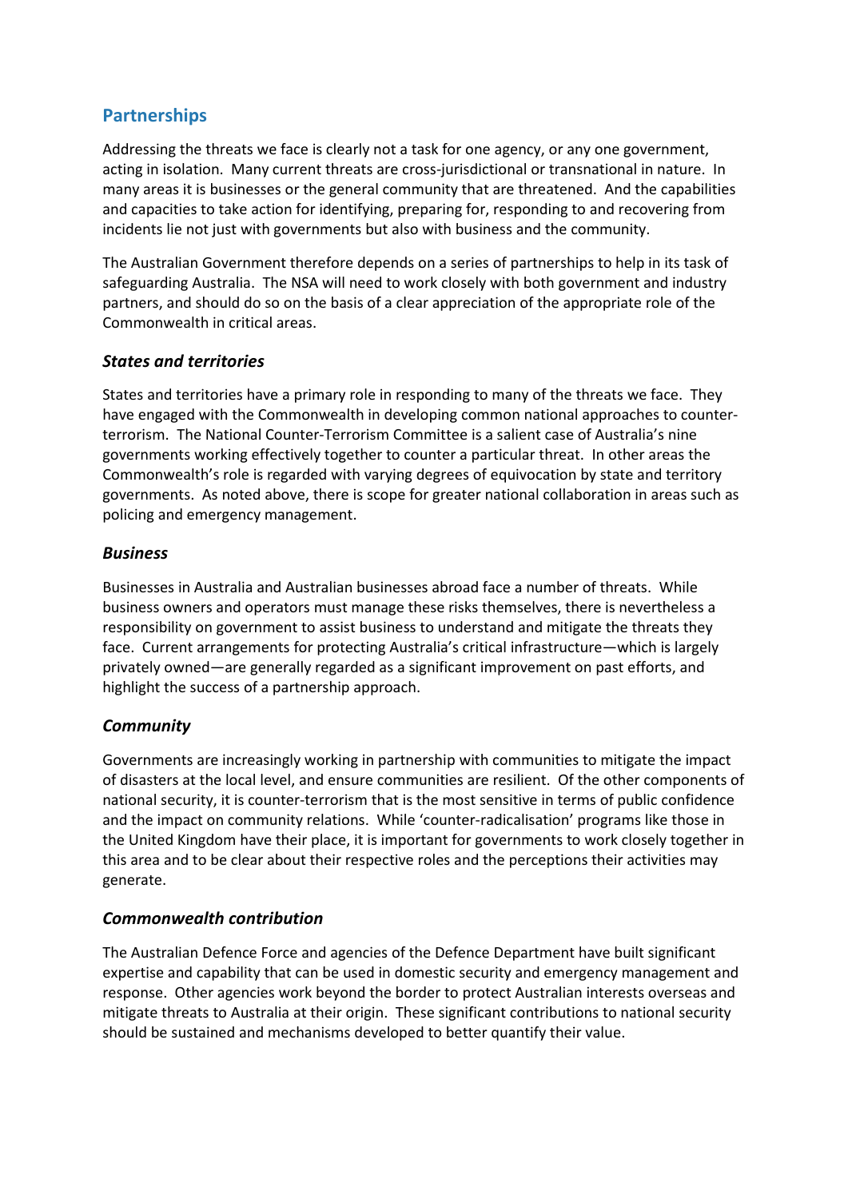## Partnerships

Addressing the threats we face is clearly not a task for one agency, or any one government, acting in isolation. Many current threats are cross-jurisdictional or transnational in nature. In many areas it is businesses or the general community that are threatened. And the capabilities and capacities to take action for identifying, preparing for, responding to and recovering from incidents lie not just with governments but also with business and the community.

The Australian Government therefore depends on a series of partnerships to help in its task of safeguarding Australia. The NSA will need to work closely with both government and industry partners, and should do so on the basis of a clear appreciation of the appropriate role of the Commonwealth in critical areas.

### *States and territories*

States and territories have a primary role in responding to many of the threats we face. They have engaged with the Commonwealth in developing common national approaches to counter-terrorism. The National Counter-Terrorism Committee is a salient case of Australia's nine governments working effectively together to counter a particular threat. In other areas the Commonwealth's role is regarded with varying degrees of equivocation by state and territory governments. As noted above, there is scope for greater national collaboration in areas such as policing and emergency management.

### *Business*

Businesses in Australia and Australian businesses abroad face a number of threats. While business owners and operators must manage these risks themselves, there is nevertheless a responsibility on government to assist business to understand and mitigate the threats they face. Current arrangements for protecting Australia's critical infrastructure—which is largely privately owned—are generally regarded as a significant improvement on past efforts, and highlight the success of a partnership approach.

### *Community*

Governments are increasingly working in partnership with communities to mitigate the impact of disasters at the local level, and ensure communities are resilient. Of the other components of national security, it is counter-terrorism that is the most sensitive in terms of public confidence and the impact on community relations. While 'counter-radicalisation' programs like those in the United Kingdom have their place, it is important for governments to work closely together in this area and to be clear about their respective roles and the perceptions their activities may generate.

### *Commonwealth contribution*

The Australian Defence Force and agencies of the Defence Department have built significant expertise and capability that can be used in domestic security and emergency management and response. Other agencies work beyond the border to protect Australian interests overseas and mitigate threats to Australia at their origin. These significant contributions to national security should be sustained and mechanisms developed to better quantify their value.